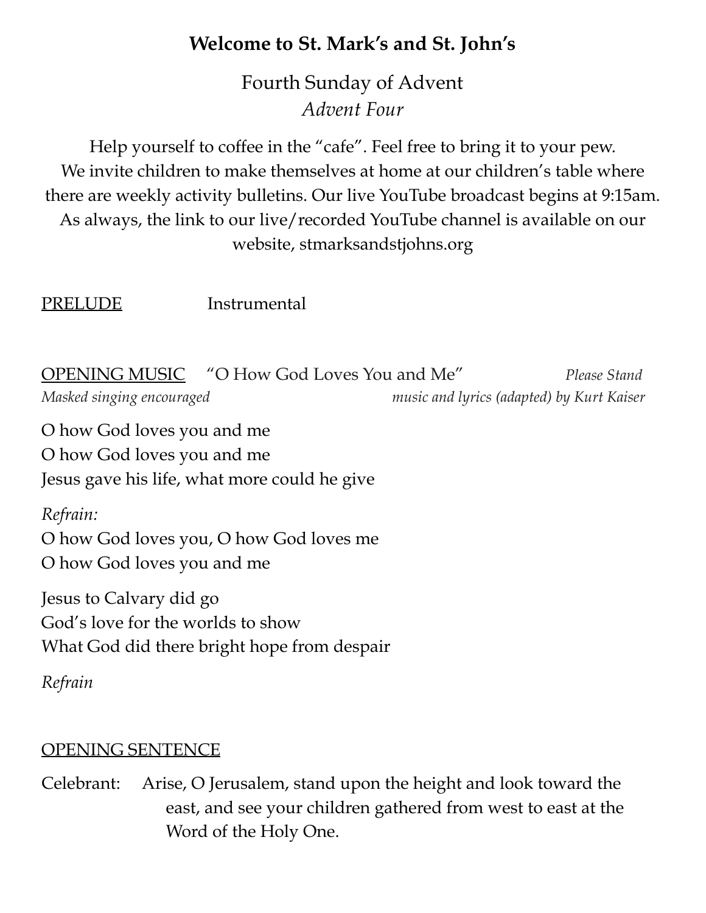# **Welcome to St. Mark's and St. John's**

Fourth Sunday of Advent
*Advent Four*

Help yourself to coffee in the "cafe". Feel free to bring it to your pew. We invite children to make themselves at home at our children's table where there are weekly activity bulletins. Our live YouTube broadcast begins at 9:15am. As always, the link to our live/recorded YouTube channel is available on our website, stmarksandstjohns.org

PRELUDE Instrumental

OPENING MUSIC "O How God Loves You and Me" *Please Stand*
*Masked singing encouraged* *music and lyrics (adapted) by Kurt Kaiser*

O how God loves you and me
O how God loves you and me
Jesus gave his life, what more could he give

*Refrain:*
O how God loves you, O how God loves me
O how God loves you and me

Jesus to Calvary did go
God's love for the worlds to show
What God did there bright hope from despair

*Refrain*

OPENING SENTENCE

Celebrant: Arise, O Jerusalem, stand upon the height and look toward the east, and see your children gathered from west to east at the Word of the Holy One.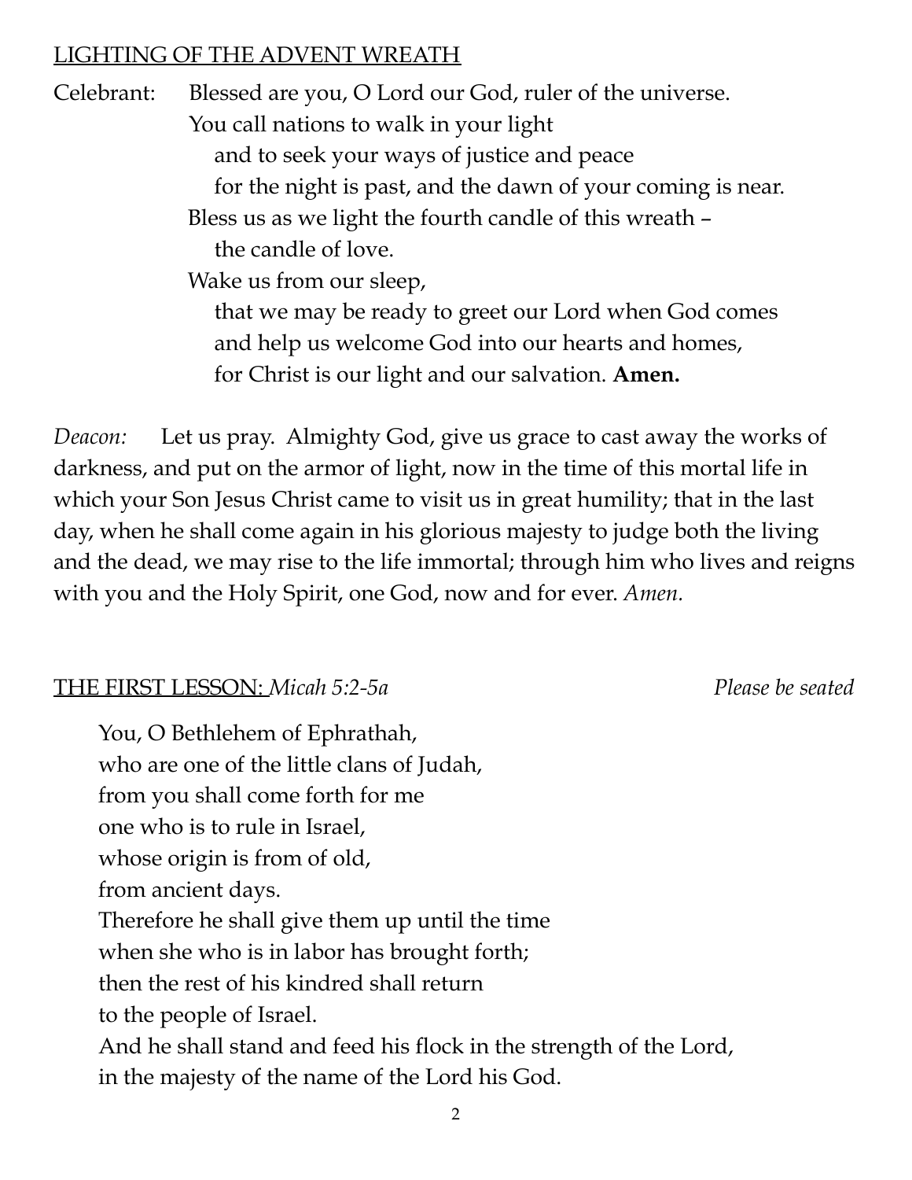## LIGHTING OF THE ADVENT WREATH

Celebrant: Blessed are you, O Lord our God, ruler of the universe.
You call nations to walk in your light
and to seek your ways of justice and peace
for the night is past, and the dawn of your coming is near.
Bless us as we light the fourth candle of this wreath –
the candle of love.
Wake us from our sleep,
that we may be ready to greet our Lord when God comes
and help us welcome God into our hearts and homes,
for Christ is our light and our salvation. **Amen.**

*Deacon:* Let us pray. Almighty God, give us grace to cast away the works of darkness, and put on the armor of light, now in the time of this mortal life in which your Son Jesus Christ came to visit us in great humility; that in the last day, when he shall come again in his glorious majesty to judge both the living and the dead, we may rise to the life immortal; through him who lives and reigns with you and the Holy Spirit, one God, now and for ever. *Amen.*

## THE FIRST LESSON: *Micah 5:2-5a* *Please be seated*

You, O Bethlehem of Ephrathah,
who are one of the little clans of Judah,
from you shall come forth for me
one who is to rule in Israel,
whose origin is from of old,
from ancient days.
Therefore he shall give them up until the time
when she who is in labor has brought forth;
then the rest of his kindred shall return
to the people of Israel.
And he shall stand and feed his flock in the strength of the Lord,
in the majesty of the name of the Lord his God.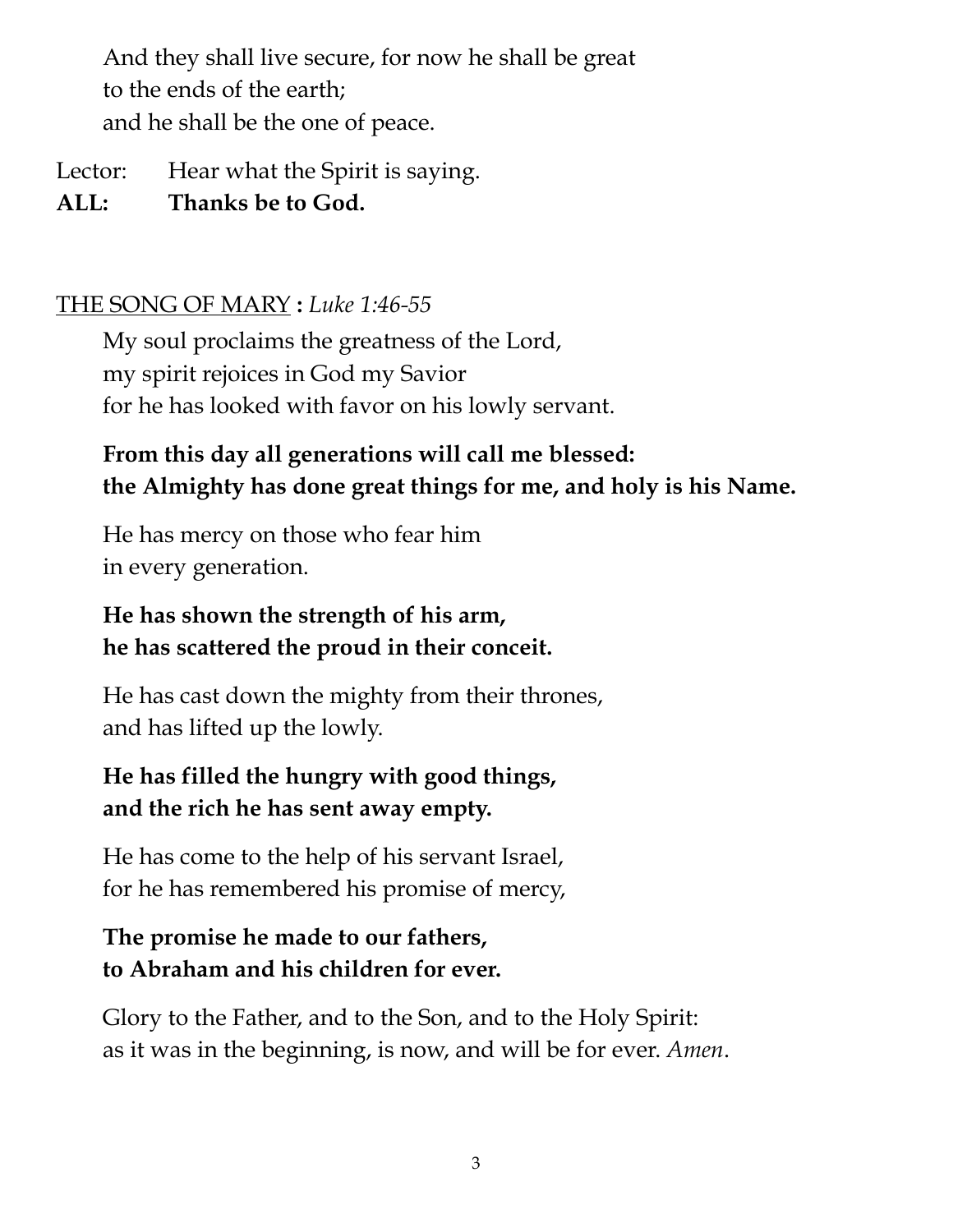And they shall live secure, for now he shall be great
to the ends of the earth;
and he shall be the one of peace.

Lector: Hear what the Spirit is saying.
**ALL: Thanks be to God.**

<u>THE SONG OF MARY</u> **:** *Luke 1:46-55*

My soul proclaims the greatness of the Lord,
my spirit rejoices in God my Savior
for he has looked with favor on his lowly servant.

**From this day all generations will call me blessed:
the Almighty has done great things for me, and holy is his Name.**

He has mercy on those who fear him
in every generation.

**He has shown the strength of his arm,
he has scattered the proud in their conceit.**

He has cast down the mighty from their thrones,
and has lifted up the lowly.

**He has filled the hungry with good things,
and the rich he has sent away empty.**

He has come to the help of his servant Israel,
for he has remembered his promise of mercy,

**The promise he made to our fathers,
to Abraham and his children for ever.**

Glory to the Father, and to the Son, and to the Holy Spirit:
as it was in the beginning, is now, and will be for ever. *Amen*.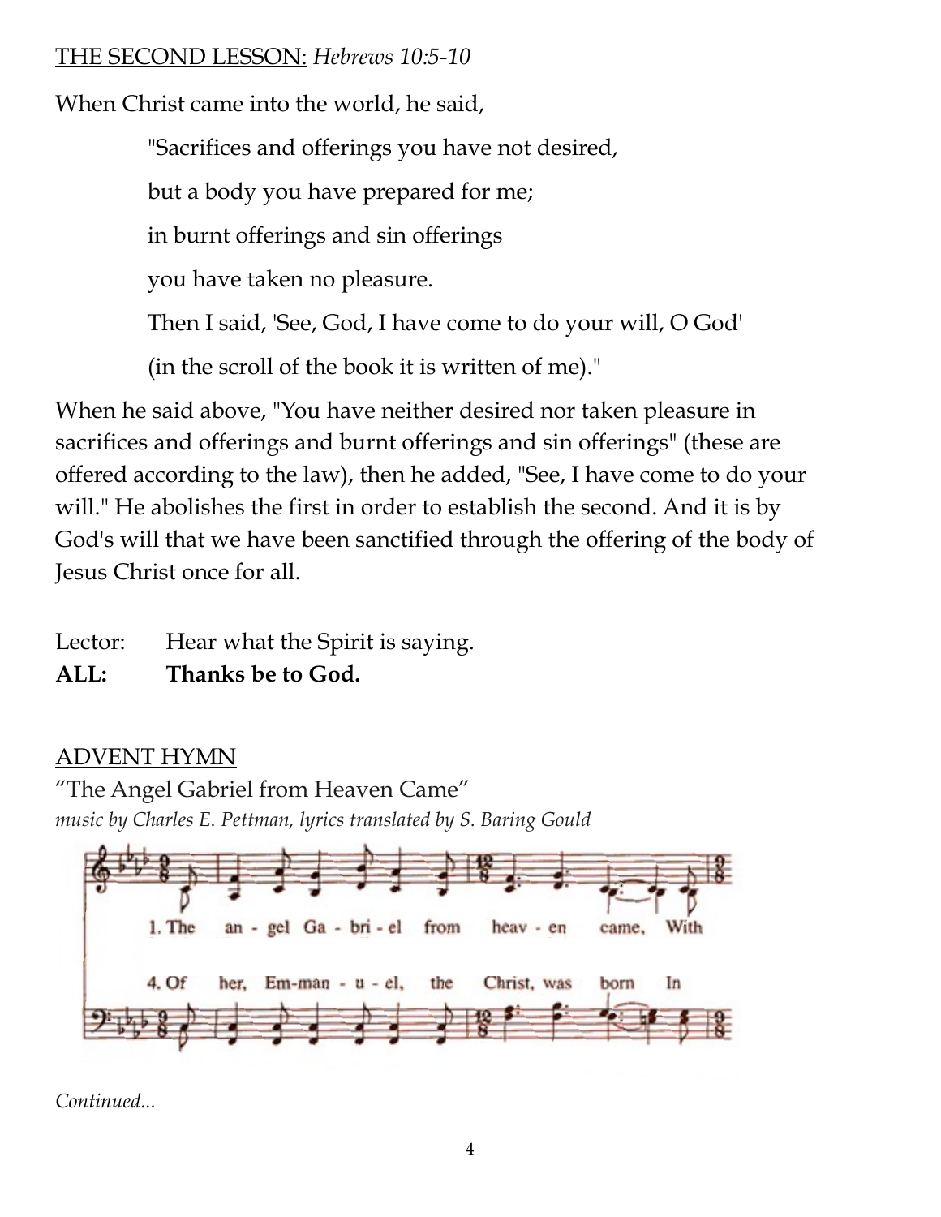THE SECOND LESSON: *Hebrews 10:5-10*

When Christ came into the world, he said,

"Sacrifices and offerings you have not desired,

but a body you have prepared for me;

in burnt offerings and sin offerings

you have taken no pleasure.

Then I said, 'See, God, I have come to do your will, O God'

(in the scroll of the book it is written of me)."

When he said above, "You have neither desired nor taken pleasure in sacrifices and offerings and burnt offerings and sin offerings" (these are offered according to the law), then he added, "See, I have come to do your will." He abolishes the first in order to establish the second. And it is by God's will that we have been sanctified through the offering of the body of Jesus Christ once for all.

Lector: Hear what the Spirit is saying.
**ALL: Thanks be to God.**

ADVENT HYMN

"The Angel Gabriel from Heaven Came"
*music by Charles E. Pettman, lyrics translated by S. Baring Gould*

1. The an - gel Ga - bri - el from heav - en came, With

4. Of her, Em-man - u - el, the Christ, was born In

*Continued...*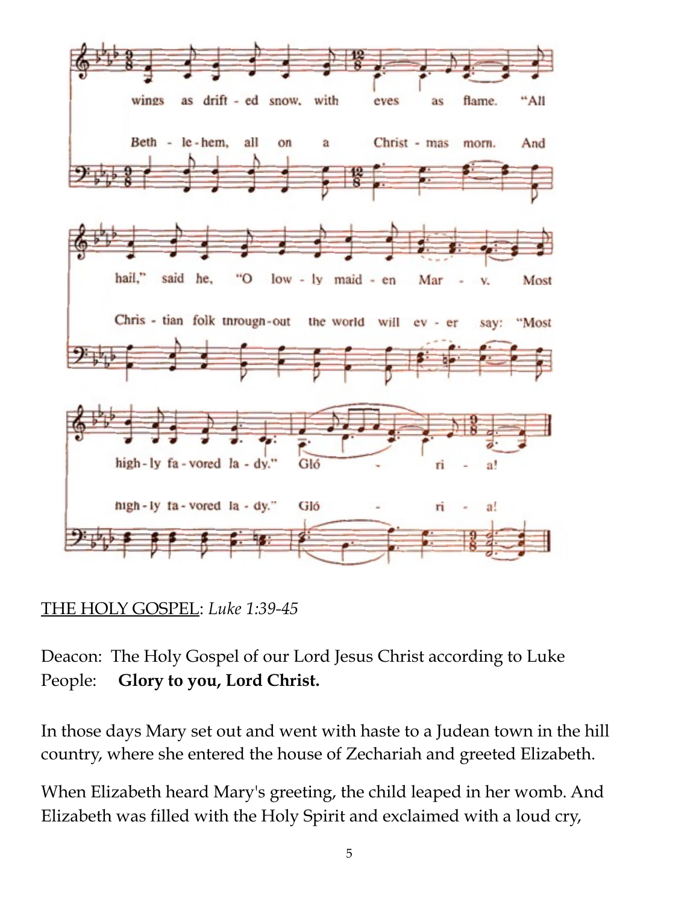wings as drift - ed snow, with eyes as flame. "All

Beth - le - hem, all on a Christ - mas morn. And

hail," said he, "O low - ly maid - en Mar - y. Most

Chris - tian folk through-out the world will ev - er say: "Most

high - ly fa - vored la - dy." Gló - ri - a!

high - ly fa - vored la - dy." Gló - ri - a!

THE HOLY GOSPEL: *Luke 1:39-45*

Deacon: The Holy Gospel of our Lord Jesus Christ according to Luke
People: **Glory to you, Lord Christ.**

In those days Mary set out and went with haste to a Judean town in the hill country, where she entered the house of Zechariah and greeted Elizabeth.

When Elizabeth heard Mary's greeting, the child leaped in her womb. And Elizabeth was filled with the Holy Spirit and exclaimed with a loud cry,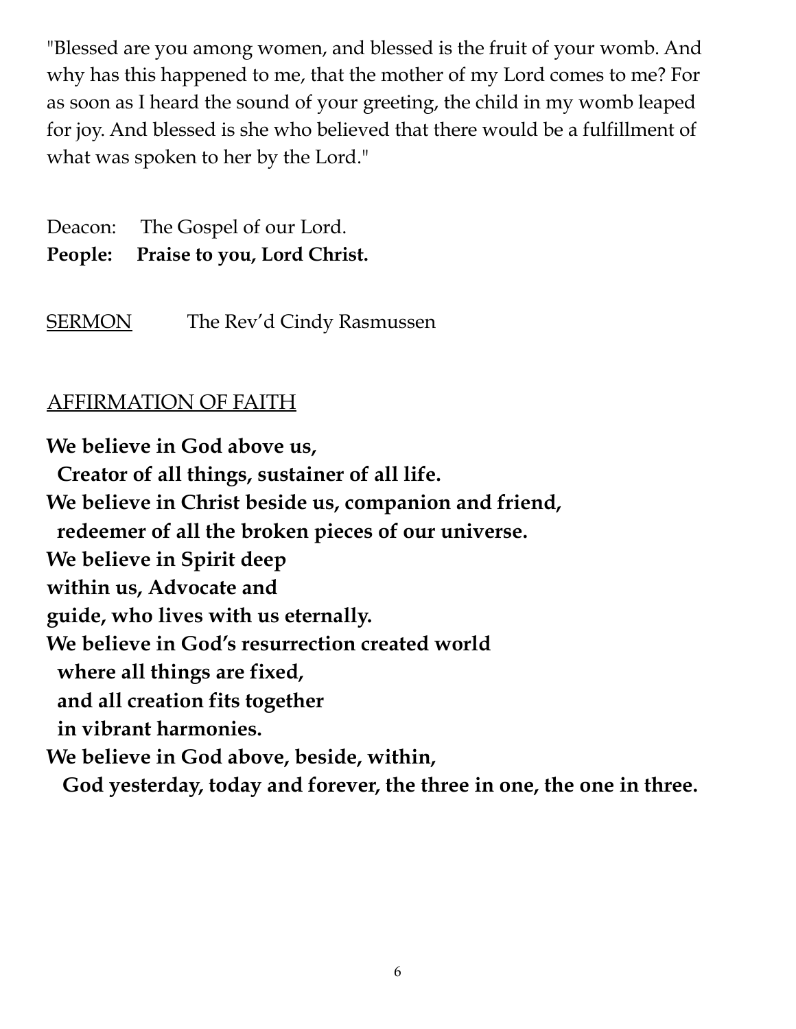"Blessed are you among women, and blessed is the fruit of your womb. And why has this happened to me, that the mother of my Lord comes to me? For as soon as I heard the sound of your greeting, the child in my womb leaped for joy. And blessed is she who believed that there would be a fulfillment of what was spoken to her by the Lord."

Deacon: The Gospel of our Lord.
**People: Praise to you, Lord Christ.**

<u>SERMON</u> The Rev'd Cindy Rasmussen

<u>AFFIRMATION OF FAITH</u>

**We believe in God above us,**
**Creator of all things, sustainer of all life.**
**We believe in Christ beside us, companion and friend,**
**redeemer of all the broken pieces of our universe.**
**We believe in Spirit deep**
**within us, Advocate and**
**guide, who lives with us eternally.**
**We believe in God's resurrection created world**
**where all things are fixed,**
**and all creation fits together**
**in vibrant harmonies.**
**We believe in God above, beside, within,**
**God yesterday, today and forever, the three in one, the one in three.**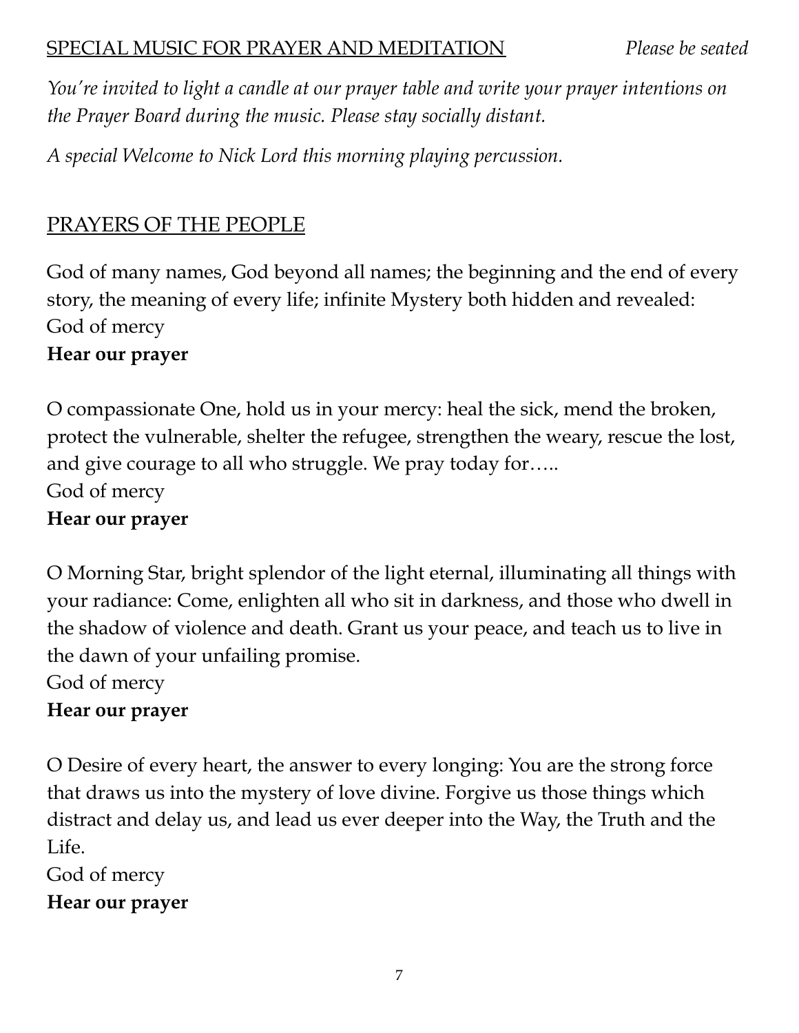## SPECIAL MUSIC FOR PRAYER AND MEDITATION *Please be seated*

*You're invited to light a candle at our prayer table and write your prayer intentions on the Prayer Board during the music. Please stay socially distant.*

*A special Welcome to Nick Lord this morning playing percussion.*

## PRAYERS OF THE PEOPLE

God of many names, God beyond all names; the beginning and the end of every story, the meaning of every life; infinite Mystery both hidden and revealed:
God of mercy
**Hear our prayer**

O compassionate One, hold us in your mercy: heal the sick, mend the broken, protect the vulnerable, shelter the refugee, strengthen the weary, rescue the lost, and give courage to all who struggle. We pray today for…..
God of mercy
**Hear our prayer**

O Morning Star, bright splendor of the light eternal, illuminating all things with your radiance: Come, enlighten all who sit in darkness, and those who dwell in the shadow of violence and death. Grant us your peace, and teach us to live in the dawn of your unfailing promise.
God of mercy
**Hear our prayer**

O Desire of every heart, the answer to every longing: You are the strong force that draws us into the mystery of love divine. Forgive us those things which distract and delay us, and lead us ever deeper into the Way, the Truth and the Life.
God of mercy
**Hear our prayer**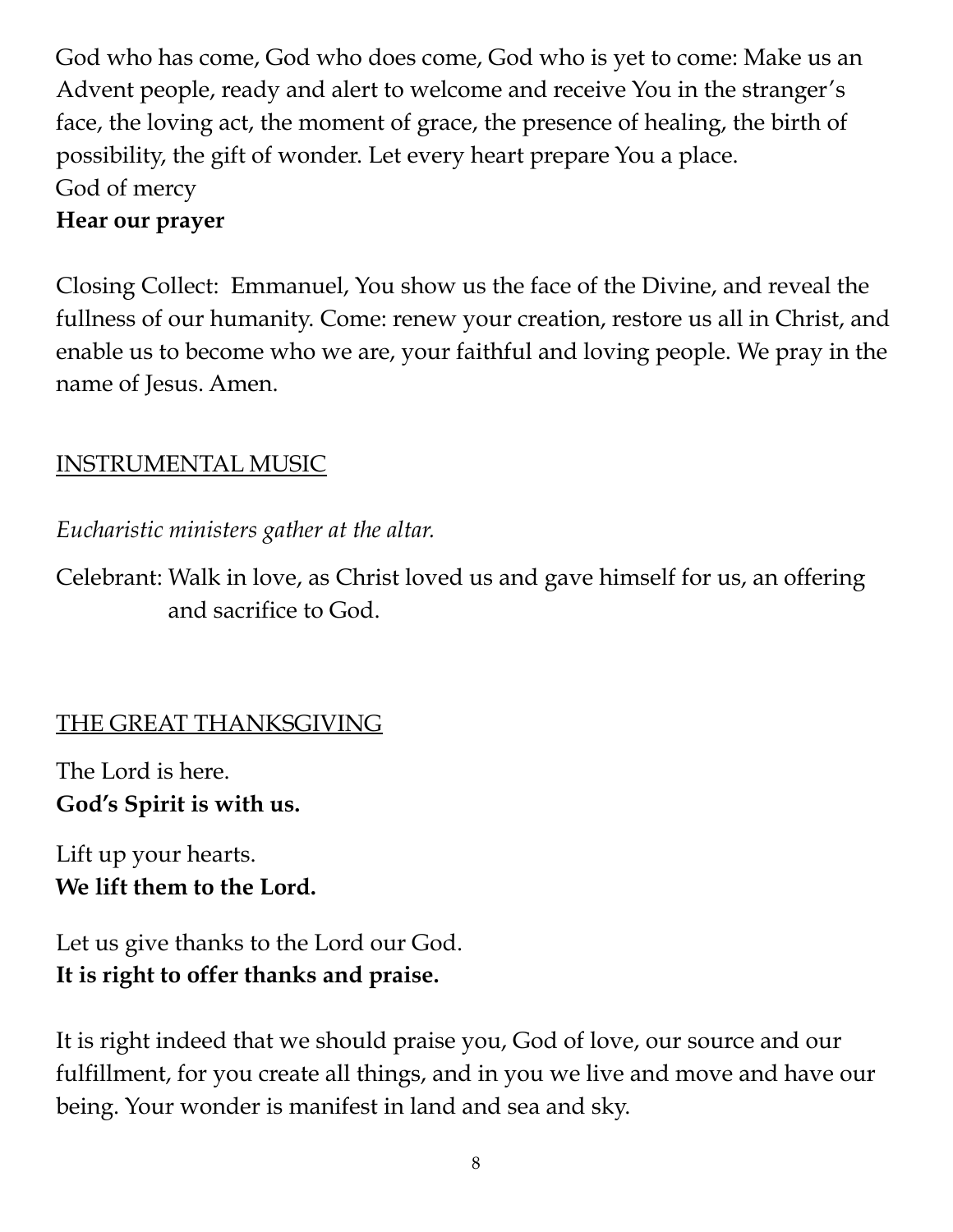God who has come, God who does come, God who is yet to come: Make us an Advent people, ready and alert to welcome and receive You in the stranger's face, the loving act, the moment of grace, the presence of healing, the birth of possibility, the gift of wonder. Let every heart prepare You a place.
God of mercy
**Hear our prayer**

Closing Collect: Emmanuel, You show us the face of the Divine, and reveal the fullness of our humanity. Come: renew your creation, restore us all in Christ, and enable us to become who we are, your faithful and loving people. We pray in the name of Jesus. Amen.

## INSTRUMENTAL MUSIC

*Eucharistic ministers gather at the altar.*

Celebrant: Walk in love, as Christ loved us and gave himself for us, an offering and sacrifice to God.

## THE GREAT THANKSGIVING

The Lord is here.
**God's Spirit is with us.**

Lift up your hearts.
**We lift them to the Lord.**

Let us give thanks to the Lord our God.
**It is right to offer thanks and praise.**

It is right indeed that we should praise you, God of love, our source and our fulfillment, for you create all things, and in you we live and move and have our being. Your wonder is manifest in land and sea and sky.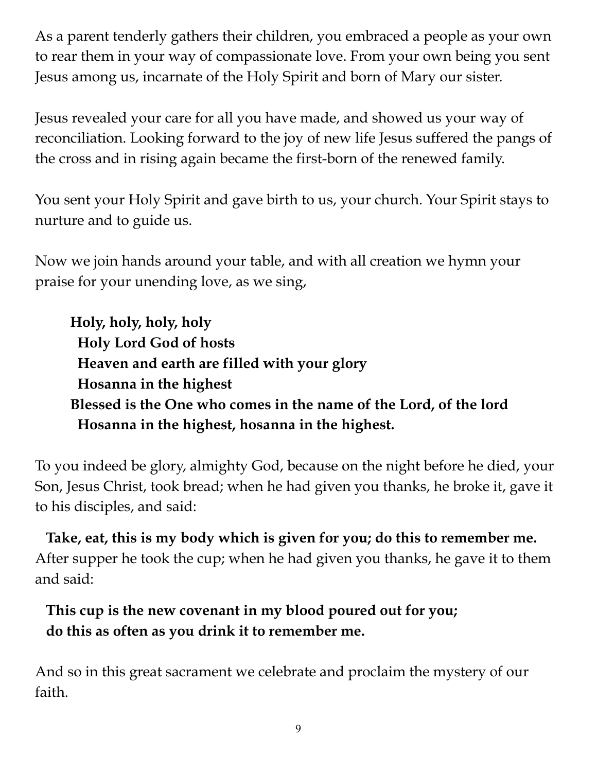As a parent tenderly gathers their children, you embraced a people as your own to rear them in your way of compassionate love. From your own being you sent Jesus among us, incarnate of the Holy Spirit and born of Mary our sister.

Jesus revealed your care for all you have made, and showed us your way of reconciliation. Looking forward to the joy of new life Jesus suffered the pangs of the cross and in rising again became the first-born of the renewed family.

You sent your Holy Spirit and gave birth to us, your church. Your Spirit stays to nurture and to guide us.

Now we join hands around your table, and with all creation we hymn your praise for your unending love, as we sing,

**Holy, holy, holy, holy**
**Holy Lord God of hosts**
**Heaven and earth are filled with your glory**
**Hosanna in the highest**
**Blessed is the One who comes in the name of the Lord, of the lord**
**Hosanna in the highest, hosanna in the highest.**

To you indeed be glory, almighty God, because on the night before he died, your Son, Jesus Christ, took bread; when he had given you thanks, he broke it, gave it to his disciples, and said:

**Take, eat, this is my body which is given for you; do this to remember me.**
After supper he took the cup; when he had given you thanks, he gave it to them and said:

**This cup is the new covenant in my blood poured out for you;**
**do this as often as you drink it to remember me.**

And so in this great sacrament we celebrate and proclaim the mystery of our faith.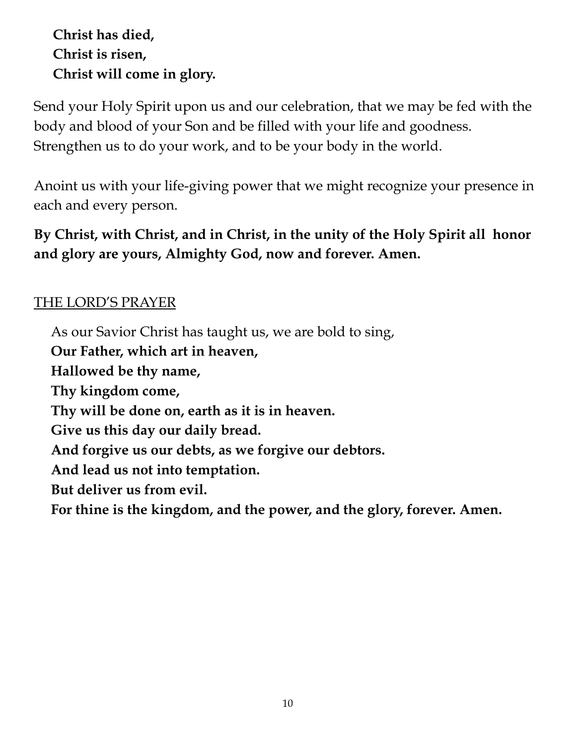**Christ has died,**
**Christ is risen,**
**Christ will come in glory.**

Send your Holy Spirit upon us and our celebration, that we may be fed with the body and blood of your Son and be filled with your life and goodness. Strengthen us to do your work, and to be your body in the world.

Anoint us with your life-giving power that we might recognize your presence in each and every person.

**By Christ, with Christ, and in Christ, in the unity of the Holy Spirit all honor and glory are yours, Almighty God, now and forever. Amen.**

<u>THE LORD'S PRAYER</u>

As our Savior Christ has taught us, we are bold to sing,
**Our Father, which art in heaven,**
**Hallowed be thy name,**
**Thy kingdom come,**
**Thy will be done on, earth as it is in heaven.**
**Give us this day our daily bread.**
**And forgive us our debts, as we forgive our debtors.**
**And lead us not into temptation.**
**But deliver us from evil.**
**For thine is the kingdom, and the power, and the glory, forever. Amen.**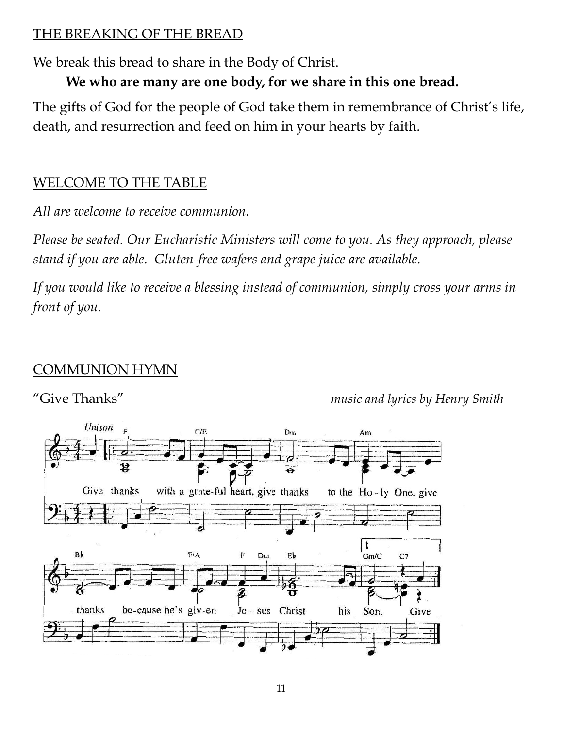## THE BREAKING OF THE BREAD

We break this bread to share in the Body of Christ.

**We who are many are one body, for we share in this one bread.**

The gifts of God for the people of God take them in remembrance of Christ's life, death, and resurrection and feed on him in your hearts by faith.

## WELCOME TO THE TABLE

*All are welcome to receive communion.*

*Please be seated. Our Eucharistic Ministers will come to you. As they approach, please stand if you are able. Gluten-free wafers and grape juice are available.*

*If you would like to receive a blessing instead of communion, simply cross your arms in front of you.*

## COMMUNION HYMN

"Give Thanks" *music and lyrics by Henry Smith*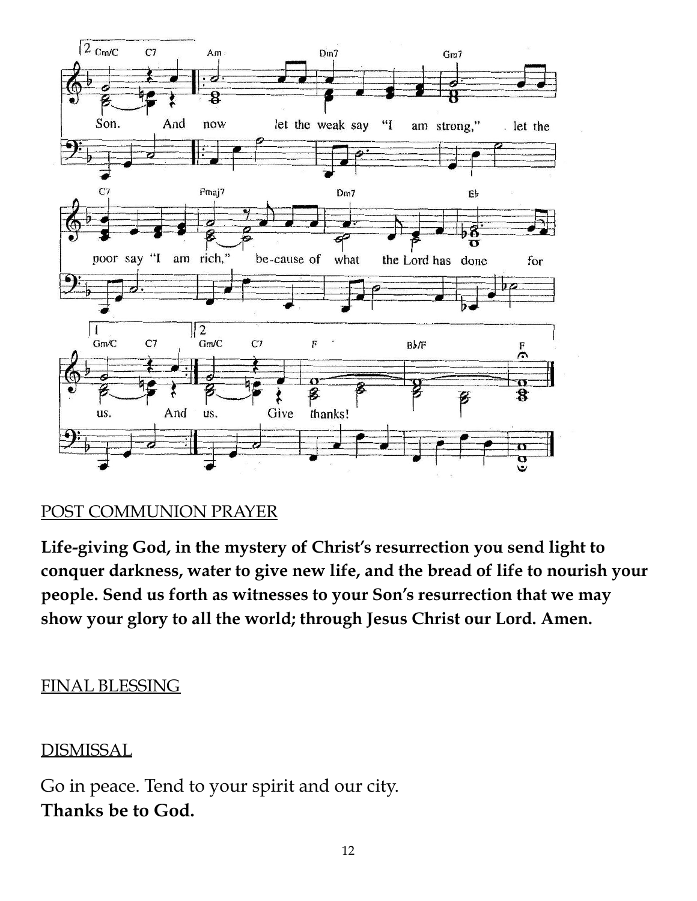Son. And now let the weak say "I am strong," let the poor say "I am rich," be-cause of what the Lord has done for us. And us. Give thanks!

POST COMMUNION PRAYER

**Life-giving God, in the mystery of Christ's resurrection you send light to conquer darkness, water to give new life, and the bread of life to nourish your people. Send us forth as witnesses to your Son's resurrection that we may show your glory to all the world; through Jesus Christ our Lord. Amen.**

FINAL BLESSING

DISMISSAL

Go in peace. Tend to your spirit and our city.
**Thanks be to God.**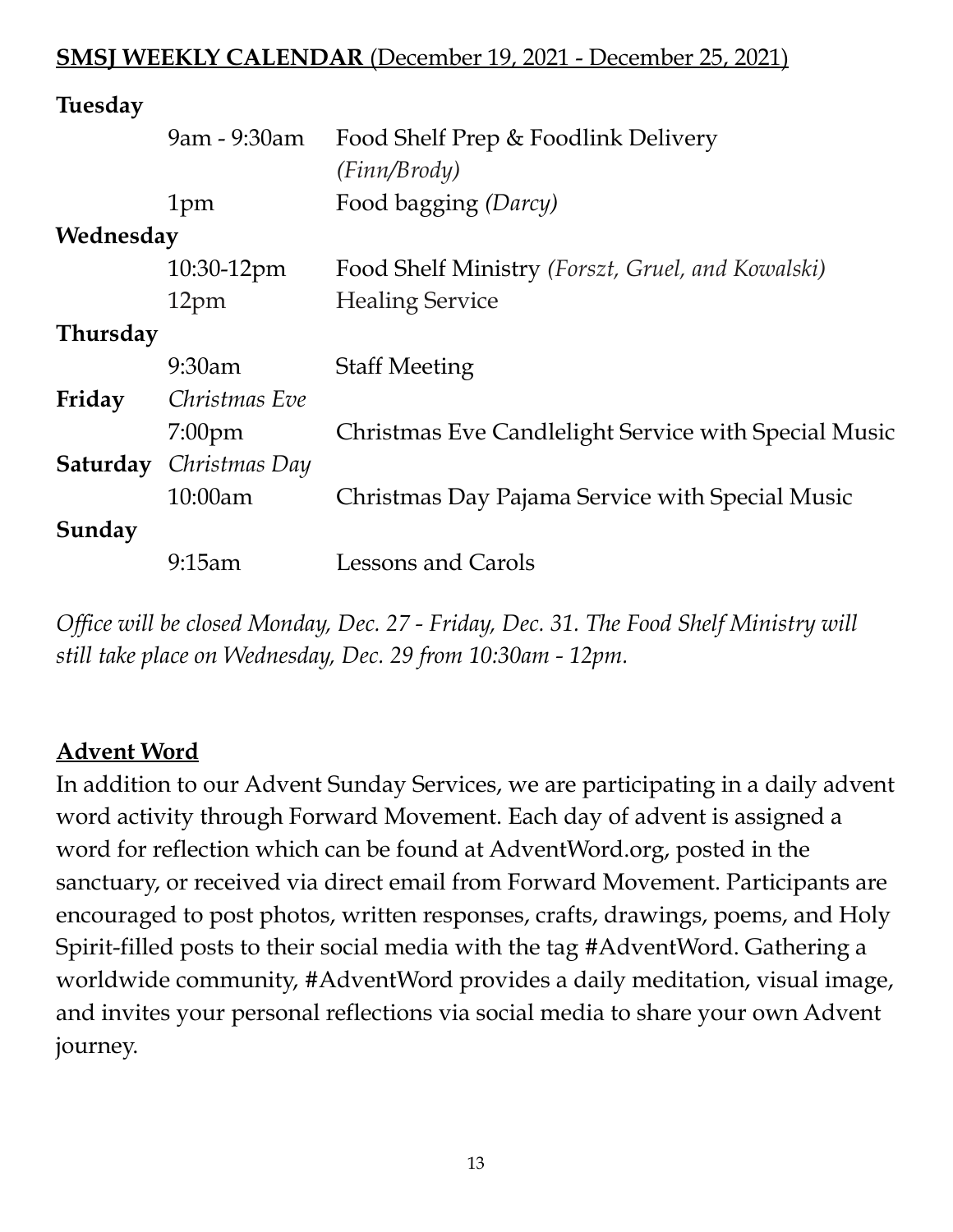## **SMSJ WEEKLY CALENDAR** (December 19, 2021 - December 25, 2021)

| | | |
|---|---|---|
| **Tuesday** | | |
| | 9am - 9:30am | Food Shelf Prep & Foodlink Delivery *(Finn/Brody)* |
| | 1pm | Food bagging *(Darcy)* |
| **Wednesday** | | |
| | 10:30-12pm | Food Shelf Ministry *(Forszt, Gruel, and Kowalski)* |
| | 12pm | Healing Service |
| **Thursday** | | |
| | 9:30am | Staff Meeting |
| **Friday** | *Christmas Eve* | |
| | 7:00pm | Christmas Eve Candlelight Service with Special Music |
| **Saturday** | *Christmas Day* | |
| | 10:00am | Christmas Day Pajama Service with Special Music |
| **Sunday** | | |
| | 9:15am | Lessons and Carols |

*Office will be closed Monday, Dec. 27 - Friday, Dec. 31. The Food Shelf Ministry will still take place on Wednesday, Dec. 29 from 10:30am - 12pm.*

## **Advent Word**

In addition to our Advent Sunday Services, we are participating in a daily advent word activity through Forward Movement. Each day of advent is assigned a word for reflection which can be found at AdventWord.org, posted in the sanctuary, or received via direct email from Forward Movement. Participants are encouraged to post photos, written responses, crafts, drawings, poems, and Holy Spirit-filled posts to their social media with the tag #AdventWord. Gathering a worldwide community, #AdventWord provides a daily meditation, visual image, and invites your personal reflections via social media to share your own Advent journey.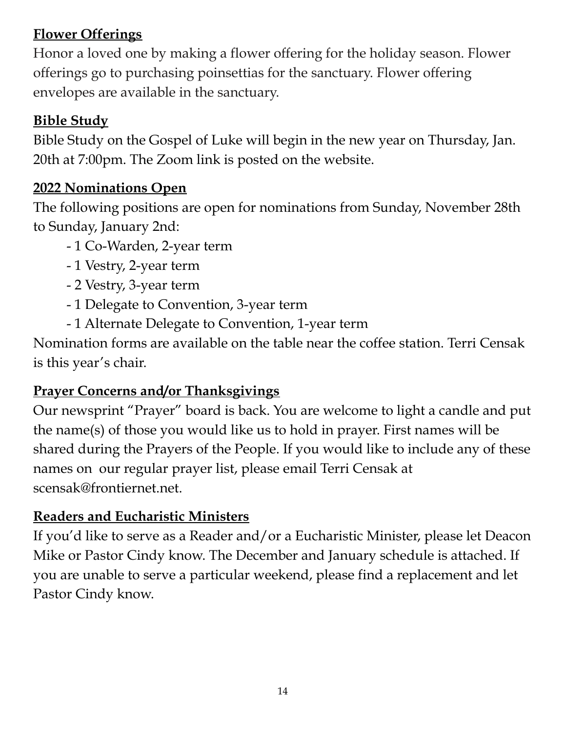## Flower Offerings

Honor a loved one by making a flower offering for the holiday season. Flower offerings go to purchasing poinsettias for the sanctuary. Flower offering envelopes are available in the sanctuary.

## Bible Study

Bible Study on the Gospel of Luke will begin in the new year on Thursday, Jan. 20th at 7:00pm. The Zoom link is posted on the website.

## 2022 Nominations Open

The following positions are open for nominations from Sunday, November 28th to Sunday, January 2nd:

- 1 Co-Warden, 2-year term
- 1 Vestry, 2-year term
- 2 Vestry, 3-year term
- 1 Delegate to Convention, 3-year term
- 1 Alternate Delegate to Convention, 1-year term

Nomination forms are available on the table near the coffee station. Terri Censak is this year's chair.

## Prayer Concerns and/or Thanksgivings

Our newsprint "Prayer" board is back. You are welcome to light a candle and put the name(s) of those you would like us to hold in prayer. First names will be shared during the Prayers of the People. If you would like to include any of these names on our regular prayer list, please email Terri Censak at scensak@frontiernet.net.

## Readers and Eucharistic Ministers

If you'd like to serve as a Reader and/or a Eucharistic Minister, please let Deacon Mike or Pastor Cindy know. The December and January schedule is attached. If you are unable to serve a particular weekend, please find a replacement and let Pastor Cindy know.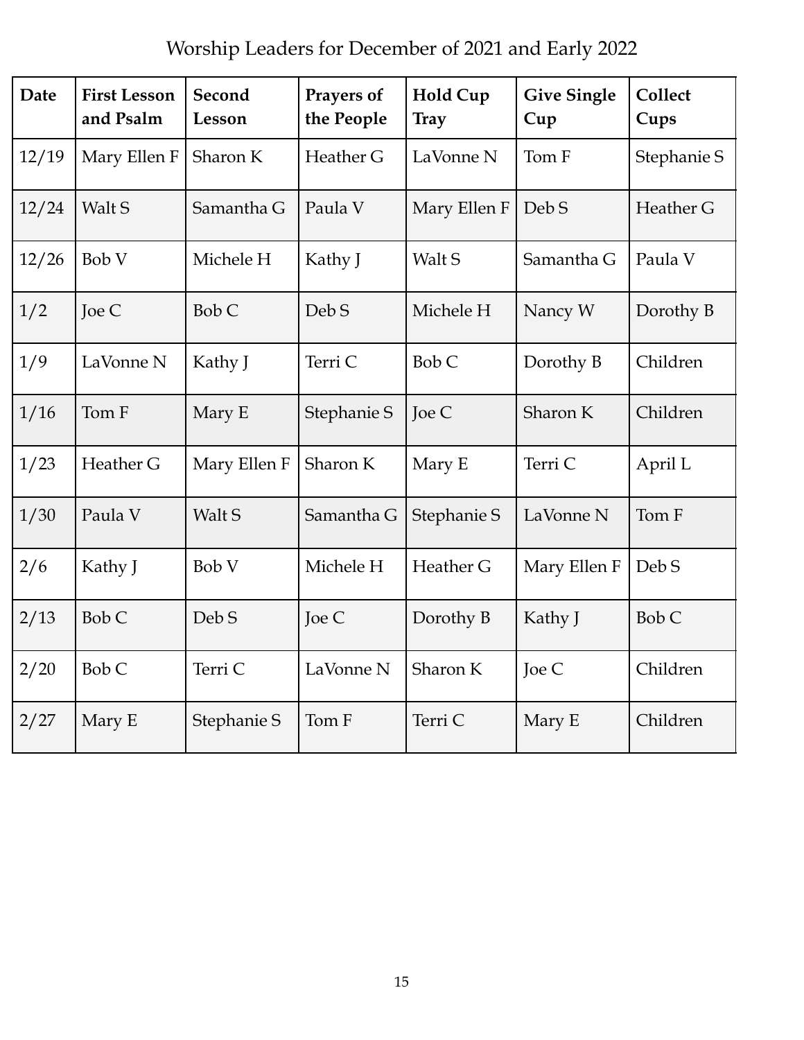# Worship Leaders for December of 2021 and Early 2022

| Date | First Lesson and Psalm | Second Lesson | Prayers of the People | Hold Cup Tray | Give Single Cup | Collect Cups |
|---|---|---|---|---|---|---|
| 12/19 | Mary Ellen F | Sharon K | Heather G | LaVonne N | Tom F | Stephanie S |
| 12/24 | Walt S | Samantha G | Paula V | Mary Ellen F | Deb S | Heather G |
| 12/26 | Bob V | Michele H | Kathy J | Walt S | Samantha G | Paula V |
| 1/2 | Joe C | Bob C | Deb S | Michele H | Nancy W | Dorothy B |
| 1/9 | LaVonne N | Kathy J | Terri C | Bob C | Dorothy B | Children |
| 1/16 | Tom F | Mary E | Stephanie S | Joe C | Sharon K | Children |
| 1/23 | Heather G | Mary Ellen F | Sharon K | Mary E | Terri C | April L |
| 1/30 | Paula V | Walt S | Samantha G | Stephanie S | LaVonne N | Tom F |
| 2/6 | Kathy J | Bob V | Michele H | Heather G | Mary Ellen F | Deb S |
| 2/13 | Bob C | Deb S | Joe C | Dorothy B | Kathy J | Bob C |
| 2/20 | Bob C | Terri C | LaVonne N | Sharon K | Joe C | Children |
| 2/27 | Mary E | Stephanie S | Tom F | Terri C | Mary E | Children |